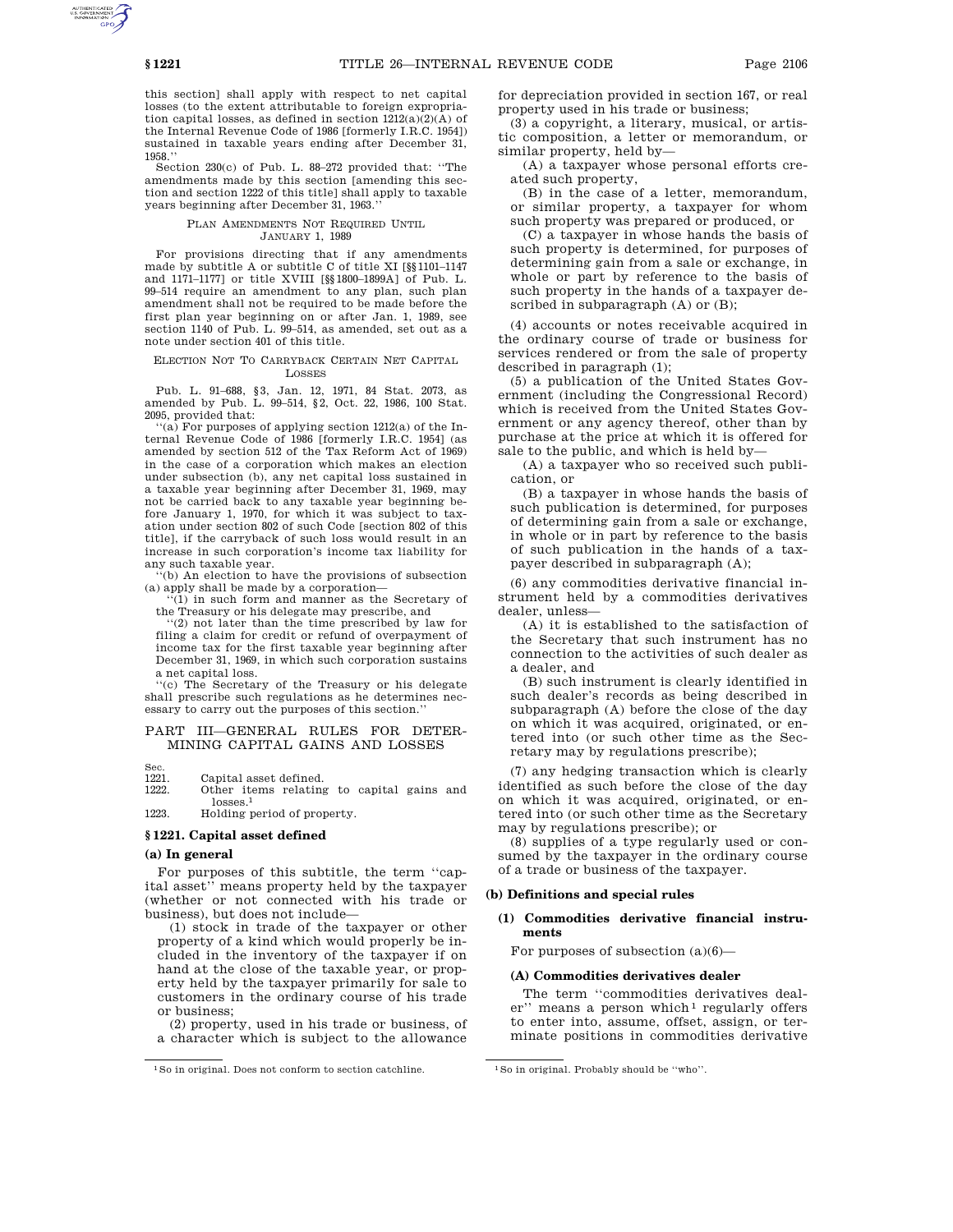this section] shall apply with respect to net capital losses (to the extent attributable to foreign expropriation capital losses, as defined in section 1212(a)(2)(A) of the Internal Revenue Code of 1986 [formerly I.R.C. 1954]) sustained in taxable years ending after December 31, 1958.''

Section 230(c) of Pub. L. 88–272 provided that: ''The amendments made by this section [amending this section and section 1222 of this title] shall apply to taxable years beginning after December 31, 1963.''

PLAN AMENDMENTS NOT REQUIRED UNTIL JANUARY 1, 1989

For provisions directing that if any amendments made by subtitle A or subtitle C of title XI [§§1101–1147 and 1171–1177] or title XVIII [§§1800–1899A] of Pub. L. 99–514 require an amendment to any plan, such plan amendment shall not be required to be made before the first plan year beginning on or after Jan. 1, 1989, see section 1140 of Pub. L. 99–514, as amended, set out as a note under section 401 of this title.

ELECTION NOT TO CARRYBACK CERTAIN NET CAPITAL LOSSES

Pub. L. 91–688, §3, Jan. 12, 1971, 84 Stat. 2073, as amended by Pub. L. 99–514, §2, Oct. 22, 1986, 100 Stat. 2095, provided that:

''(a) For purposes of applying section 1212(a) of the Internal Revenue Code of 1986 [formerly I.R.C. 1954] (as amended by section 512 of the Tax Reform Act of 1969) in the case of a corporation which makes an election under subsection (b), any net capital loss sustained in a taxable year beginning after December 31, 1969, may not be carried back to any taxable year beginning before January 1, 1970, for which it was subject to taxation under section 802 of such Code [section 802 of this title], if the carryback of such loss would result in an increase in such corporation's income tax liability for any such taxable year.

''(b) An election to have the provisions of subsection (a) apply shall be made by a corporation—

''(1) in such form and manner as the Secretary of the Treasury or his delegate may prescribe, and

''(2) not later than the time prescribed by law for filing a claim for credit or refund of overpayment of income tax for the first taxable year beginning after December 31, 1969, in which such corporation sustains a net capital loss.

''(c) The Secretary of the Treasury or his delegate shall prescribe such regulations as he determines necessary to carry out the purposes of this section.''

## PART III—GENERAL RULES FOR DETERMINING CAPITAL GAINS AND LOSSES

| Sec. | |
|---|---|
| 1221. | Capital asset defined. |
| 1222. | Other items relating to capital gains and losses.[1] |
| 1223. | Holding period of property. |

[1] So in original. Does not conform to section catchline.

### §1221. Capital asset defined

**(a) In general**

For purposes of this subtitle, the term ''capital asset'' means property held by the taxpayer (whether or not connected with his trade or business), but does not include—

(1) stock in trade of the taxpayer or other property of a kind which would properly be included in the inventory of the taxpayer if on hand at the close of the taxable year, or property held by the taxpayer primarily for sale to customers in the ordinary course of his trade or business;

(2) property, used in his trade or business, of a character which is subject to the allowance for depreciation provided in section 167, or real property used in his trade or business;

(3) a copyright, a literary, musical, or artistic composition, a letter or memorandum, or similar property, held by—

(A) a taxpayer whose personal efforts created such property,

(B) in the case of a letter, memorandum, or similar property, a taxpayer for whom such property was prepared or produced, or

(C) a taxpayer in whose hands the basis of such property is determined, for purposes of determining gain from a sale or exchange, in whole or part by reference to the basis of such property in the hands of a taxpayer described in subparagraph (A) or (B);

(4) accounts or notes receivable acquired in the ordinary course of trade or business for services rendered or from the sale of property described in paragraph (1);

(5) a publication of the United States Government (including the Congressional Record) which is received from the United States Government or any agency thereof, other than by purchase at the price at which it is offered for sale to the public, and which is held by—

(A) a taxpayer who so received such publication, or

(B) a taxpayer in whose hands the basis of such publication is determined, for purposes of determining gain from a sale or exchange, in whole or in part by reference to the basis of such publication in the hands of a taxpayer described in subparagraph (A);

(6) any commodities derivative financial instrument held by a commodities derivatives dealer, unless—

(A) it is established to the satisfaction of the Secretary that such instrument has no connection to the activities of such dealer as a dealer, and

(B) such instrument is clearly identified in such dealer's records as being described in subparagraph (A) before the close of the day on which it was acquired, originated, or entered into (or such other time as the Secretary may by regulations prescribe);

(7) any hedging transaction which is clearly identified as such before the close of the day on which it was acquired, originated, or entered into (or such other time as the Secretary may by regulations prescribe); or

(8) supplies of a type regularly used or consumed by the taxpayer in the ordinary course of a trade or business of the taxpayer.

**(b) Definitions and special rules**

**(1) Commodities derivative financial instruments**

For purposes of subsection (a)(6)—

**(A) Commodities derivatives dealer**

The term ''commodities derivatives dealer'' means a person which[1] regularly offers to enter into, assume, offset, assign, or terminate positions in commodities derivative

[1] So in original. Probably should be ''who''.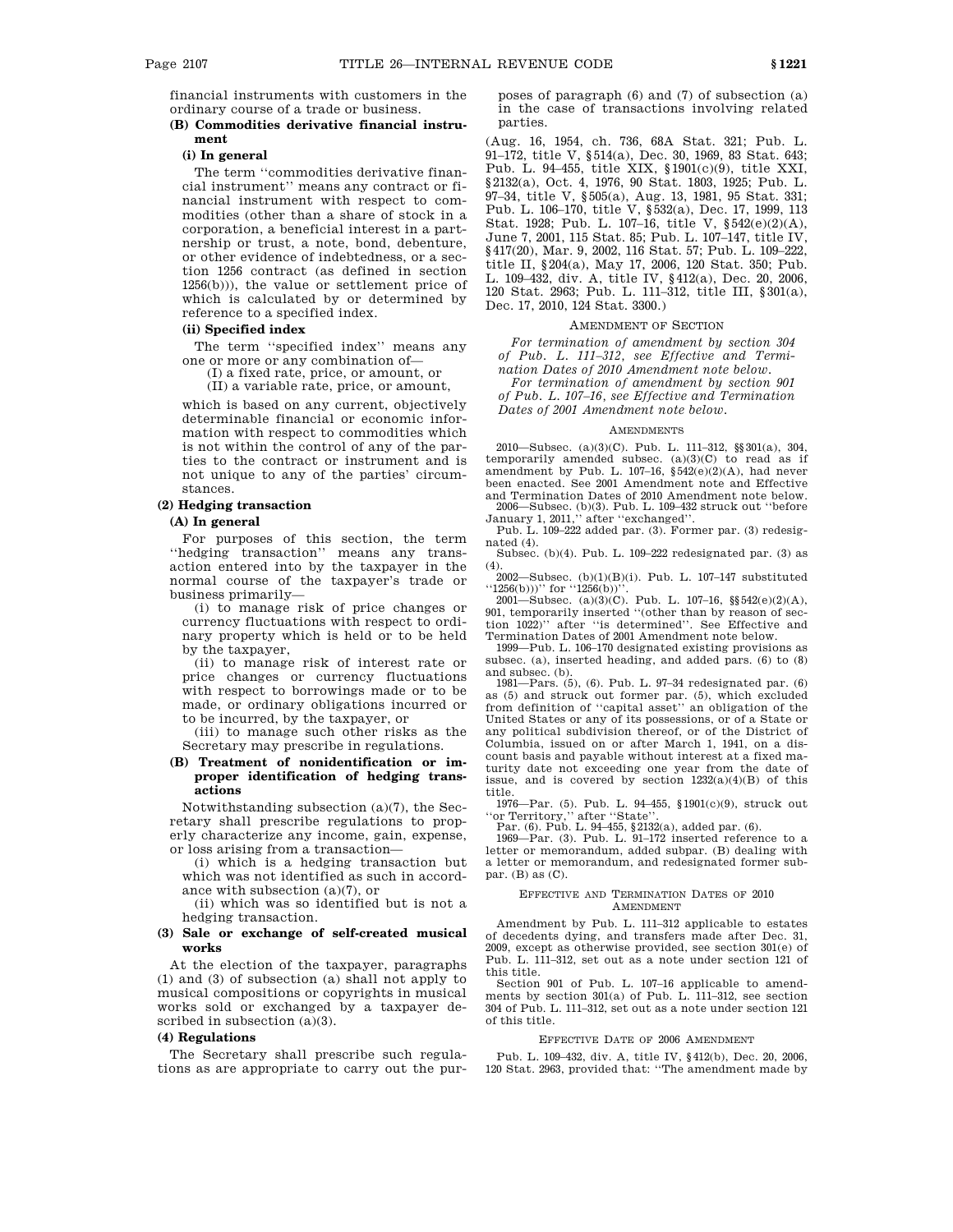financial instruments with customers in the ordinary course of a trade or business.

**(B) Commodities derivative financial instrument**

**(i) In general**

The term ''commodities derivative financial instrument'' means any contract or financial instrument with respect to commodities (other than a share of stock in a corporation, a beneficial interest in a partnership or trust, a note, bond, debenture, or other evidence of indebtedness, or a section 1256 contract (as defined in section 1256(b))), the value or settlement price of which is calculated by or determined by reference to a specified index.

**(ii) Specified index**

The term ''specified index'' means any one or more or any combination of—

(I) a fixed rate, price, or amount, or

(II) a variable rate, price, or amount,

which is based on any current, objectively determinable financial or economic information with respect to commodities which is not within the control of any of the parties to the contract or instrument and is not unique to any of the parties' circumstances.

**(2) Hedging transaction**

**(A) In general**

For purposes of this section, the term ''hedging transaction'' means any transaction entered into by the taxpayer in the normal course of the taxpayer's trade or business primarily—

(i) to manage risk of price changes or currency fluctuations with respect to ordinary property which is held or to be held by the taxpayer,

(ii) to manage risk of interest rate or price changes or currency fluctuations with respect to borrowings made or to be made, or ordinary obligations incurred or to be incurred, by the taxpayer, or

(iii) to manage such other risks as the Secretary may prescribe in regulations.

**(B) Treatment of nonidentification or improper identification of hedging transactions**

Notwithstanding subsection (a)(7), the Secretary shall prescribe regulations to properly characterize any income, gain, expense, or loss arising from a transaction—

(i) which is a hedging transaction but which was not identified as such in accordance with subsection (a)(7), or

(ii) which was so identified but is not a hedging transaction.

**(3) Sale or exchange of self-created musical works**

At the election of the taxpayer, paragraphs (1) and (3) of subsection (a) shall not apply to musical compositions or copyrights in musical works sold or exchanged by a taxpayer described in subsection (a)(3).

**(4) Regulations**

The Secretary shall prescribe such regulations as are appropriate to carry out the purposes of paragraph (6) and (7) of subsection (a) in the case of transactions involving related parties.

(Aug. 16, 1954, ch. 736, 68A Stat. 321; Pub. L. 91–172, title V, §514(a), Dec. 30, 1969, 83 Stat. 643; Pub. L. 94–455, title XIX, §1901(c)(9), title XXI, §2132(a), Oct. 4, 1976, 90 Stat. 1803, 1925; Pub. L. 97–34, title V, §505(a), Aug. 13, 1981, 95 Stat. 331; Pub. L. 106–170, title V, §532(a), Dec. 17, 1999, 113 Stat. 1928; Pub. L. 107–16, title V, §542(e)(2)(A), June 7, 2001, 115 Stat. 85; Pub. L. 107–147, title IV, §417(20), Mar. 9, 2002, 116 Stat. 57; Pub. L. 109–222, title II, §204(a), May 17, 2006, 120 Stat. 350; Pub. L. 109–432, div. A, title IV, §412(a), Dec. 20, 2006, 120 Stat. 2963; Pub. L. 111–312, title III, §301(a), Dec. 17, 2010, 124 Stat. 3300.)

AMENDMENT OF SECTION

*For termination of amendment by section 304 of Pub. L. 111–312, see Effective and Termination Dates of 2010 Amendment note below.*

*For termination of amendment by section 901 of Pub. L. 107–16, see Effective and Termination Dates of 2001 Amendment note below.*

AMENDMENTS

2010—Subsec. (a)(3)(C). Pub. L. 111–312, §§301(a), 304, temporarily amended subsec. (a)(3)(C) to read as if amendment by Pub. L. 107–16, §542(e)(2)(A), had never been enacted. See 2001 Amendment note and Effective and Termination Dates of 2010 Amendment note below.

2006—Subsec. (b)(3). Pub. L. 109–432 struck out ''before January 1, 2011,'' after ''exchanged''.

Pub. L. 109–222 added par. (3). Former par. (3) redesignated (4).

Subsec. (b)(4). Pub. L. 109–222 redesignated par. (3) as (4).

2002—Subsec. (b)(1)(B)(i). Pub. L. 107–147 substituted ''1256(b)))'' for ''1256(b))''.

2001—Subsec. (a)(3)(C). Pub. L. 107–16, §§542(e)(2)(A), 901, temporarily inserted ''(other than by reason of section 1022)'' after ''is determined''. See Effective and Termination Dates of 2001 Amendment note below.

1999—Pub. L. 106–170 designated existing provisions as subsec. (a), inserted heading, and added pars. (6) to (8) and subsec. (b).

1981—Pars. (5), (6). Pub. L. 97–34 redesignated par. (6) as (5) and struck out former par. (5), which excluded from definition of ''capital asset'' an obligation of the United States or any of its possessions, or of a State or any political subdivision thereof, or of the District of Columbia, issued on or after March 1, 1941, on a discount basis and payable without interest at a fixed maturity date not exceeding one year from the date of issue, and is covered by section 1232(a)(4)(B) of this title.

1976—Par. (5). Pub. L. 94–455, §1901(c)(9), struck out ''or Territory,'' after ''State''.

Par. (6). Pub. L. 94–455, §2132(a), added par. (6).

1969—Par. (3). Pub. L. 91–172 inserted reference to a letter or memorandum, added subpar. (B) dealing with a letter or memorandum, and redesignated former subpar. (B) as (C).

EFFECTIVE AND TERMINATION DATES OF 2010 AMENDMENT

Amendment by Pub. L. 111–312 applicable to estates of decedents dying, and transfers made after Dec. 31, 2009, except as otherwise provided, see section 301(e) of Pub. L. 111–312, set out as a note under section 121 of this title.

Section 901 of Pub. L. 107–16 applicable to amendments by section 301(a) of Pub. L. 111–312, see section 304 of Pub. L. 111–312, set out as a note under section 121 of this title.

EFFECTIVE DATE OF 2006 AMENDMENT

Pub. L. 109–432, div. A, title IV, §412(b), Dec. 20, 2006, 120 Stat. 2963, provided that: ''The amendment made by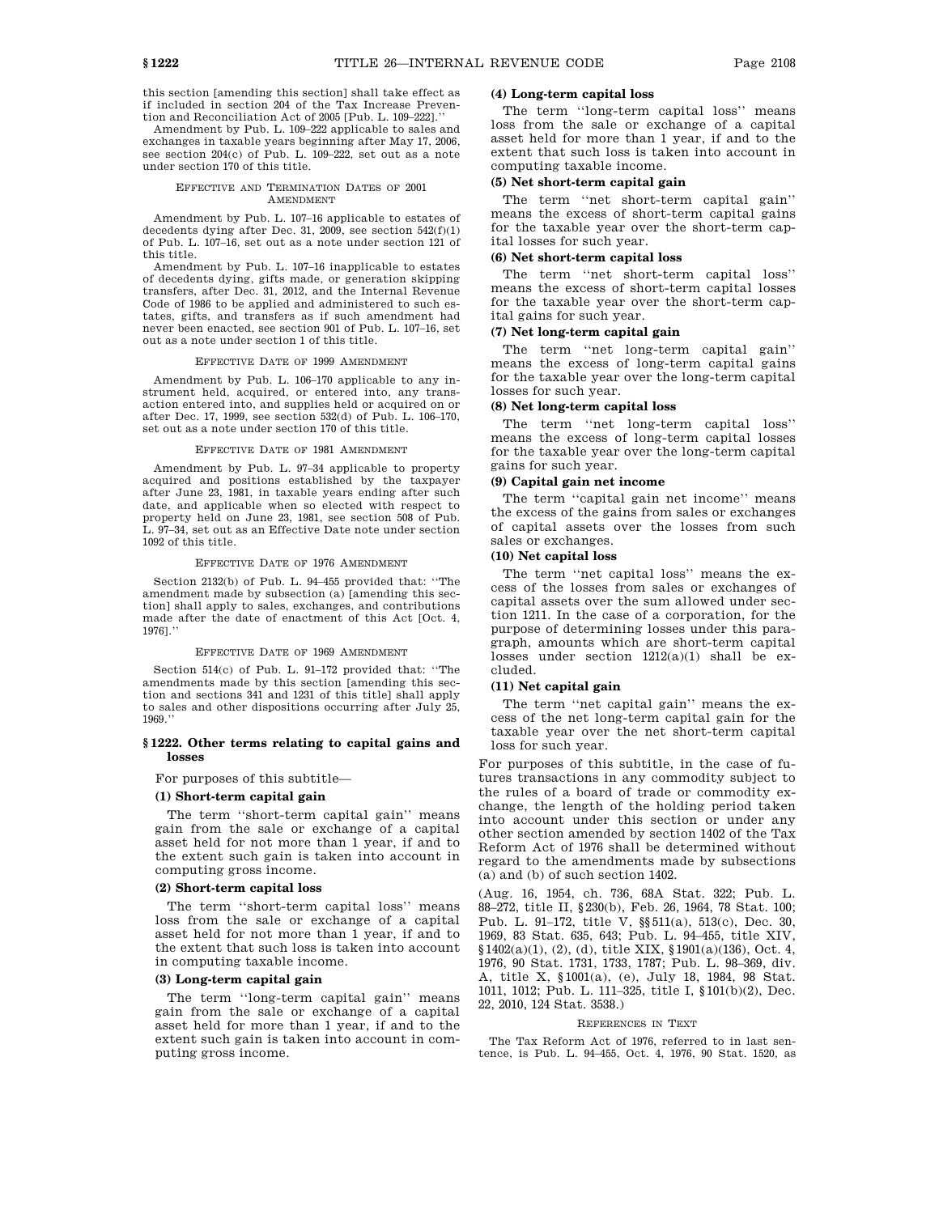this section [amending this section] shall take effect as if included in section 204 of the Tax Increase Prevention and Reconciliation Act of 2005 [Pub. L. 109–222].''

Amendment by Pub. L. 109–222 applicable to sales and exchanges in taxable years beginning after May 17, 2006, see section 204(c) of Pub. L. 109–222, set out as a note under section 170 of this title.

EFFECTIVE AND TERMINATION DATES OF 2001 AMENDMENT

Amendment by Pub. L. 107–16 applicable to estates of decedents dying after Dec. 31, 2009, see section 542(f)(1) of Pub. L. 107–16, set out as a note under section 121 of this title.

Amendment by Pub. L. 107–16 inapplicable to estates of decedents dying, gifts made, or generation skipping transfers, after Dec. 31, 2012, and the Internal Revenue Code of 1986 to be applied and administered to such estates, gifts, and transfers as if such amendment had never been enacted, see section 901 of Pub. L. 107–16, set out as a note under section 1 of this title.

EFFECTIVE DATE OF 1999 AMENDMENT

Amendment by Pub. L. 106–170 applicable to any instrument held, acquired, or entered into, any transaction entered into, and supplies held or acquired on or after Dec. 17, 1999, see section 532(d) of Pub. L. 106–170, set out as a note under section 170 of this title.

EFFECTIVE DATE OF 1981 AMENDMENT

Amendment by Pub. L. 97–34 applicable to property acquired and positions established by the taxpayer after June 23, 1981, in taxable years ending after such date, and applicable when so elected with respect to property held on June 23, 1981, see section 508 of Pub. L. 97–34, set out as an Effective Date note under section 1092 of this title.

EFFECTIVE DATE OF 1976 AMENDMENT

Section 2132(b) of Pub. L. 94–455 provided that: ''The amendment made by subsection (a) [amending this section] shall apply to sales, exchanges, and contributions made after the date of enactment of this Act [Oct. 4, 1976].''

EFFECTIVE DATE OF 1969 AMENDMENT

Section 514(c) of Pub. L. 91–172 provided that: ''The amendments made by this section [amending this section and sections 341 and 1231 of this title] shall apply to sales and other dispositions occurring after July 25, 1969.''

## § 1222. Other terms relating to capital gains and losses

For purposes of this subtitle—

**(1) Short-term capital gain**

The term ''short-term capital gain'' means gain from the sale or exchange of a capital asset held for not more than 1 year, if and to the extent such gain is taken into account in computing gross income.

**(2) Short-term capital loss**

The term ''short-term capital loss'' means loss from the sale or exchange of a capital asset held for not more than 1 year, if and to the extent that such loss is taken into account in computing taxable income.

**(3) Long-term capital gain**

The term ''long-term capital gain'' means gain from the sale or exchange of a capital asset held for more than 1 year, if and to the extent such gain is taken into account in computing gross income.

**(4) Long-term capital loss**

The term ''long-term capital loss'' means loss from the sale or exchange of a capital asset held for more than 1 year, if and to the extent that such loss is taken into account in computing taxable income.

**(5) Net short-term capital gain**

The term ''net short-term capital gain'' means the excess of short-term capital gains for the taxable year over the short-term capital losses for such year.

**(6) Net short-term capital loss**

The term ''net short-term capital loss'' means the excess of short-term capital losses for the taxable year over the short-term capital gains for such year.

**(7) Net long-term capital gain**

The term ''net long-term capital gain'' means the excess of long-term capital gains for the taxable year over the long-term capital losses for such year.

**(8) Net long-term capital loss**

The term ''net long-term capital loss'' means the excess of long-term capital losses for the taxable year over the long-term capital gains for such year.

**(9) Capital gain net income**

The term ''capital gain net income'' means the excess of the gains from sales or exchanges of capital assets over the losses from such sales or exchanges.

**(10) Net capital loss**

The term ''net capital loss'' means the excess of the losses from sales or exchanges of capital assets over the sum allowed under section 1211. In the case of a corporation, for the purpose of determining losses under this paragraph, amounts which are short-term capital losses under section 1212(a)(1) shall be excluded.

**(11) Net capital gain**

The term ''net capital gain'' means the excess of the net long-term capital gain for the taxable year over the net short-term capital loss for such year.

For purposes of this subtitle, in the case of futures transactions in any commodity subject to the rules of a board of trade or commodity exchange, the length of the holding period taken into account under this section or under any other section amended by section 1402 of the Tax Reform Act of 1976 shall be determined without regard to the amendments made by subsections (a) and (b) of such section 1402.

(Aug. 16, 1954, ch. 736, 68A Stat. 322; Pub. L. 88–272, title II, § 230(b), Feb. 26, 1964, 78 Stat. 100; Pub. L. 91–172, title V, §§ 511(a), 513(c), Dec. 30, 1969, 83 Stat. 635, 643; Pub. L. 94–455, title XIV, § 1402(a)(1), (2), (d), title XIX, § 1901(a)(136), Oct. 4, 1976, 90 Stat. 1731, 1733, 1787; Pub. L. 98–369, div. A, title X, § 1001(a), (e), July 18, 1984, 98 Stat. 1011, 1012; Pub. L. 111–325, title I, § 101(b)(2), Dec. 22, 2010, 124 Stat. 3538.)

REFERENCES IN TEXT

The Tax Reform Act of 1976, referred to in last sentence, is Pub. L. 94–455, Oct. 4, 1976, 90 Stat. 1520, as